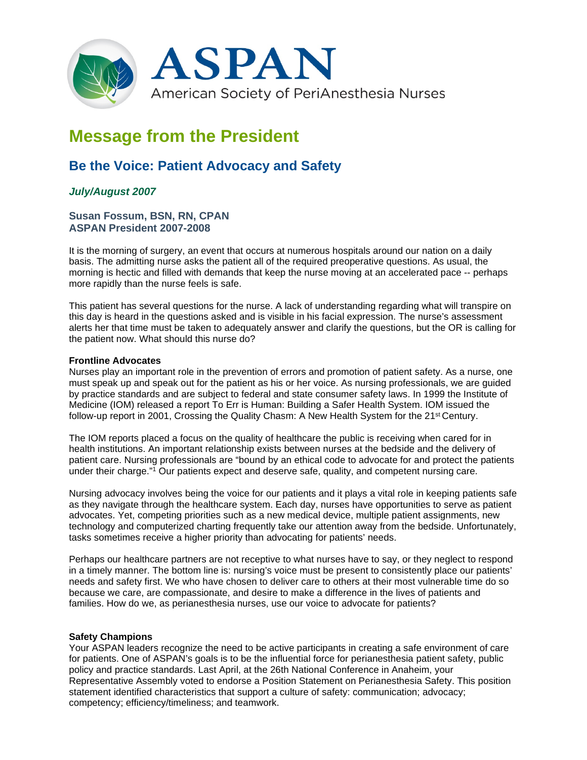# ASPAN

American Society of PeriAnesthesia Nurses

## Message from the President

### Be the Voice: Patient Advocacy and Safety

***July/August 2007***

**Susan Fossum, BSN, RN, CPAN**
**ASPAN President 2007-2008**

It is the morning of surgery, an event that occurs at numerous hospitals around our nation on a daily basis. The admitting nurse asks the patient all of the required preoperative questions. As usual, the morning is hectic and filled with demands that keep the nurse moving at an accelerated pace -- perhaps more rapidly than the nurse feels is safe.

This patient has several questions for the nurse. A lack of understanding regarding what will transpire on this day is heard in the questions asked and is visible in his facial expression. The nurse's assessment alerts her that time must be taken to adequately answer and clarify the questions, but the OR is calling for the patient now. What should this nurse do?

**Frontline Advocates**
Nurses play an important role in the prevention of errors and promotion of patient safety. As a nurse, one must speak up and speak out for the patient as his or her voice. As nursing professionals, we are guided by practice standards and are subject to federal and state consumer safety laws. In 1999 the Institute of Medicine (IOM) released a report To Err is Human: Building a Safer Health System. IOM issued the follow-up report in 2001, Crossing the Quality Chasm: A New Health System for the 21st Century.

The IOM reports placed a focus on the quality of healthcare the public is receiving when cared for in health institutions. An important relationship exists between nurses at the bedside and the delivery of patient care. Nursing professionals are "bound by an ethical code to advocate for and protect the patients under their charge."[1] Our patients expect and deserve safe, quality, and competent nursing care.

Nursing advocacy involves being the voice for our patients and it plays a vital role in keeping patients safe as they navigate through the healthcare system. Each day, nurses have opportunities to serve as patient advocates. Yet, competing priorities such as a new medical device, multiple patient assignments, new technology and computerized charting frequently take our attention away from the bedside. Unfortunately, tasks sometimes receive a higher priority than advocating for patients' needs.

Perhaps our healthcare partners are not receptive to what nurses have to say, or they neglect to respond in a timely manner. The bottom line is: nursing's voice must be present to consistently place our patients' needs and safety first. We who have chosen to deliver care to others at their most vulnerable time do so because we care, are compassionate, and desire to make a difference in the lives of patients and families. How do we, as perianesthesia nurses, use our voice to advocate for patients?

**Safety Champions**
Your ASPAN leaders recognize the need to be active participants in creating a safe environment of care for patients. One of ASPAN's goals is to be the influential force for perianesthesia patient safety, public policy and practice standards. Last April, at the 26th National Conference in Anaheim, your Representative Assembly voted to endorse a Position Statement on Perianesthesia Safety. This position statement identified characteristics that support a culture of safety: communication; advocacy; competency; efficiency/timeliness; and teamwork.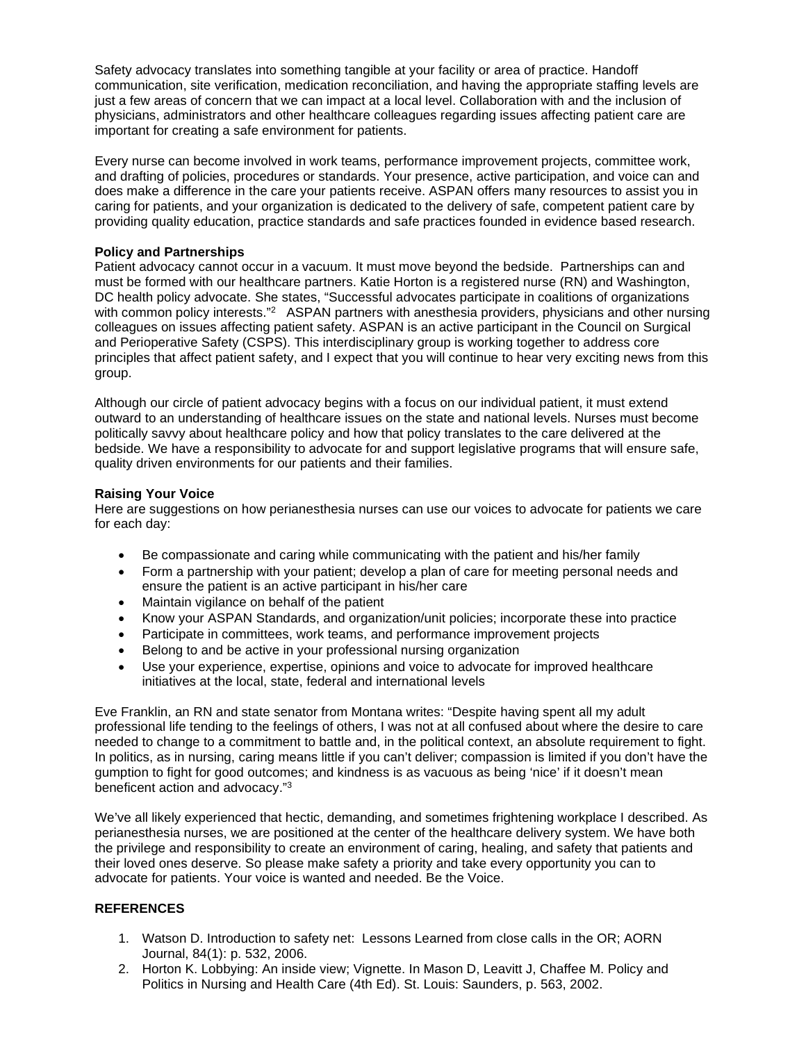Safety advocacy translates into something tangible at your facility or area of practice. Handoff communication, site verification, medication reconciliation, and having the appropriate staffing levels are just a few areas of concern that we can impact at a local level. Collaboration with and the inclusion of physicians, administrators and other healthcare colleagues regarding issues affecting patient care are important for creating a safe environment for patients.

Every nurse can become involved in work teams, performance improvement projects, committee work, and drafting of policies, procedures or standards. Your presence, active participation, and voice can and does make a difference in the care your patients receive. ASPAN offers many resources to assist you in caring for patients, and your organization is dedicated to the delivery of safe, competent patient care by providing quality education, practice standards and safe practices founded in evidence based research.

**Policy and Partnerships**

Patient advocacy cannot occur in a vacuum. It must move beyond the bedside. Partnerships can and must be formed with our healthcare partners. Katie Horton is a registered nurse (RN) and Washington, DC health policy advocate. She states, "Successful advocates participate in coalitions of organizations with common policy interests."[2] ASPAN partners with anesthesia providers, physicians and other nursing colleagues on issues affecting patient safety. ASPAN is an active participant in the Council on Surgical and Perioperative Safety (CSPS). This interdisciplinary group is working together to address core principles that affect patient safety, and I expect that you will continue to hear very exciting news from this group.

Although our circle of patient advocacy begins with a focus on our individual patient, it must extend outward to an understanding of healthcare issues on the state and national levels. Nurses must become politically savvy about healthcare policy and how that policy translates to the care delivered at the bedside. We have a responsibility to advocate for and support legislative programs that will ensure safe, quality driven environments for our patients and their families.

**Raising Your Voice**

Here are suggestions on how perianesthesia nurses can use our voices to advocate for patients we care for each day:

- Be compassionate and caring while communicating with the patient and his/her family
- Form a partnership with your patient; develop a plan of care for meeting personal needs and ensure the patient is an active participant in his/her care
- Maintain vigilance on behalf of the patient
- Know your ASPAN Standards, and organization/unit policies; incorporate these into practice
- Participate in committees, work teams, and performance improvement projects
- Belong to and be active in your professional nursing organization
- Use your experience, expertise, opinions and voice to advocate for improved healthcare initiatives at the local, state, federal and international levels

Eve Franklin, an RN and state senator from Montana writes: "Despite having spent all my adult professional life tending to the feelings of others, I was not at all confused about where the desire to care needed to change to a commitment to battle and, in the political context, an absolute requirement to fight. In politics, as in nursing, caring means little if you can't deliver; compassion is limited if you don't have the gumption to fight for good outcomes; and kindness is as vacuous as being 'nice' if it doesn't mean beneficent action and advocacy."[3]

We've all likely experienced that hectic, demanding, and sometimes frightening workplace I described. As perianesthesia nurses, we are positioned at the center of the healthcare delivery system. We have both the privilege and responsibility to create an environment of caring, healing, and safety that patients and their loved ones deserve. So please make safety a priority and take every opportunity you can to advocate for patients. Your voice is wanted and needed. Be the Voice.

**REFERENCES**

1. Watson D. Introduction to safety net: Lessons Learned from close calls in the OR; AORN Journal, 84(1): p. 532, 2006.
2. Horton K. Lobbying: An inside view; Vignette. In Mason D, Leavitt J, Chaffee M. Policy and Politics in Nursing and Health Care (4th Ed). St. Louis: Saunders, p. 563, 2002.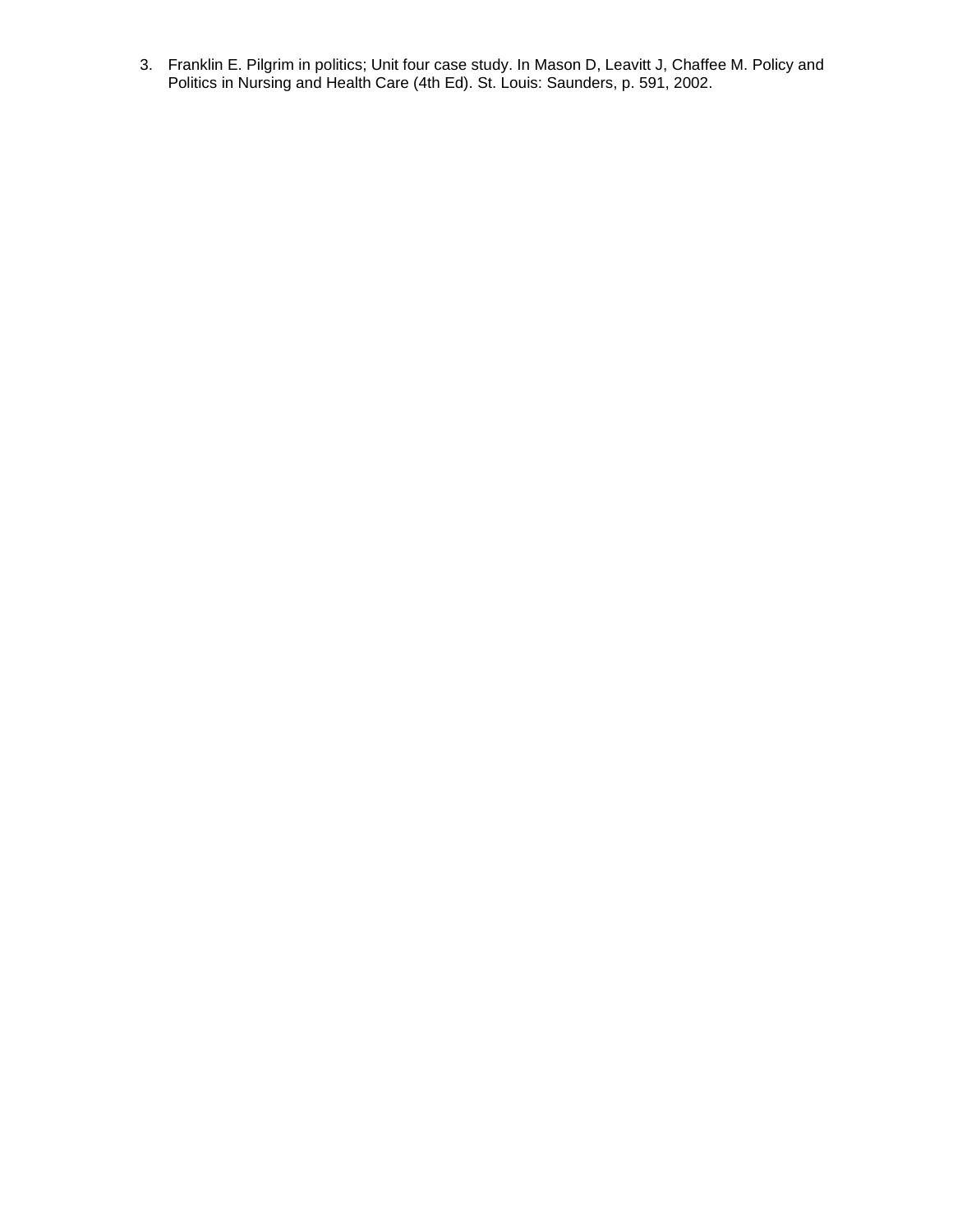3. Franklin E. Pilgrim in politics; Unit four case study. In Mason D, Leavitt J, Chaffee M. Policy and Politics in Nursing and Health Care (4th Ed). St. Louis: Saunders, p. 591, 2002.